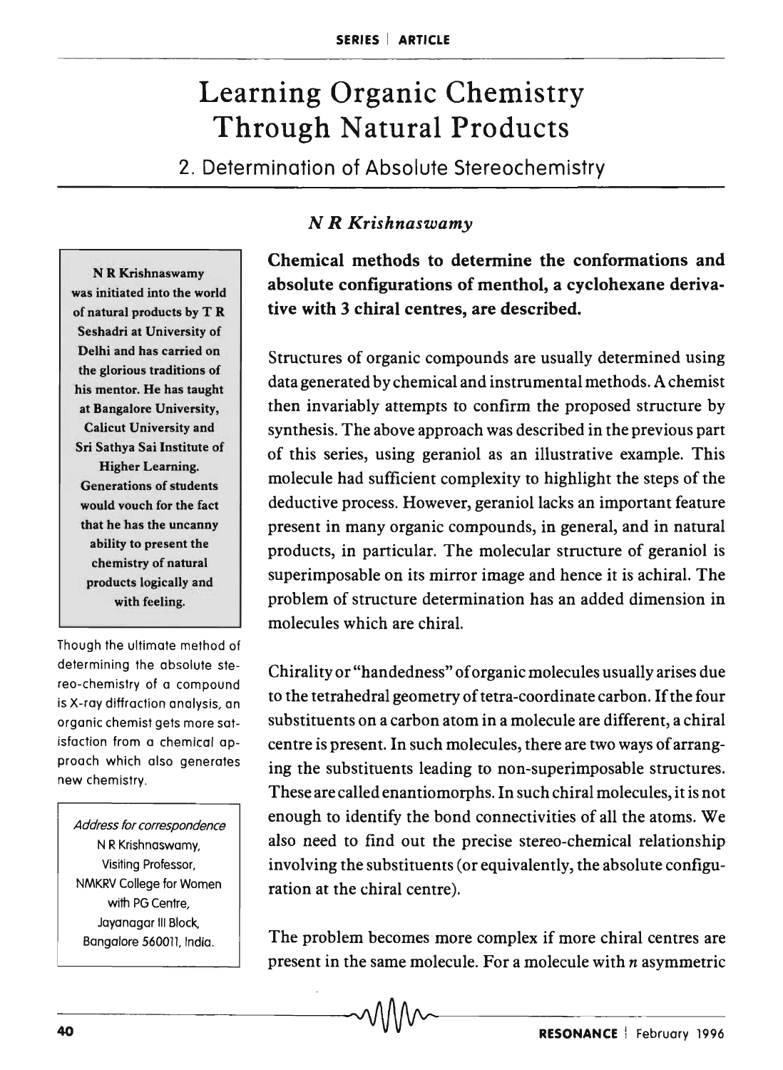# Learning Organic Chemistry Through Natural Products

## 2. Determination of Absolute Stereochemistry

*N R Krishnaswamy*

**N R Krishnaswamy was initiated into the world of natural products by T R Seshadri at University of Delhi and has carried on the glorious traditions of his mentor. He has taught at Bangalore University, Calicut University and Sri Sathya Sai Institute of Higher Learning. Generations of students would vouch for the fact that he has the uncanny ability to present the chemistry of natural products logically and with feeling.**

Though the ultimate method of determining the absolute stereo-chemistry of a compound is X-ray diffraction analysis, an organic chemist gets more satisfaction from a chemical approach which also generates new chemistry.

*Address for correspondence*
N R Krishnaswamy,
Visiting Professor,
NMKRV College for Women with PG Centre,
Jayanagar III Block,
Bangalore 560011, India.

**Chemical methods to determine the conformations and absolute configurations of menthol, a cyclohexane derivative with 3 chiral centres, are described.**

Structures of organic compounds are usually determined using data generated by chemical and instrumental methods. A chemist then invariably attempts to confirm the proposed structure by synthesis. The above approach was described in the previous part of this series, using geraniol as an illustrative example. This molecule had sufficient complexity to highlight the steps of the deductive process. However, geraniol lacks an important feature present in many organic compounds, in general, and in natural products, in particular. The molecular structure of geraniol is superimposable on its mirror image and hence it is achiral. The problem of structure determination has an added dimension in molecules which are chiral.

Chirality or "handedness" of organic molecules usually arises due to the tetrahedral geometry of tetra-coordinate carbon. If the four substituents on a carbon atom in a molecule are different, a chiral centre is present. In such molecules, there are two ways of arranging the substituents leading to non-superimposable structures. These are called enantiomorphs. In such chiral molecules, it is not enough to identify the bond connectivities of all the atoms. We also need to find out the precise stereo-chemical relationship involving the substituents (or equivalently, the absolute configuration at the chiral centre).

The problem becomes more complex if more chiral centres are present in the same molecule. For a molecule with $n$ asymmetric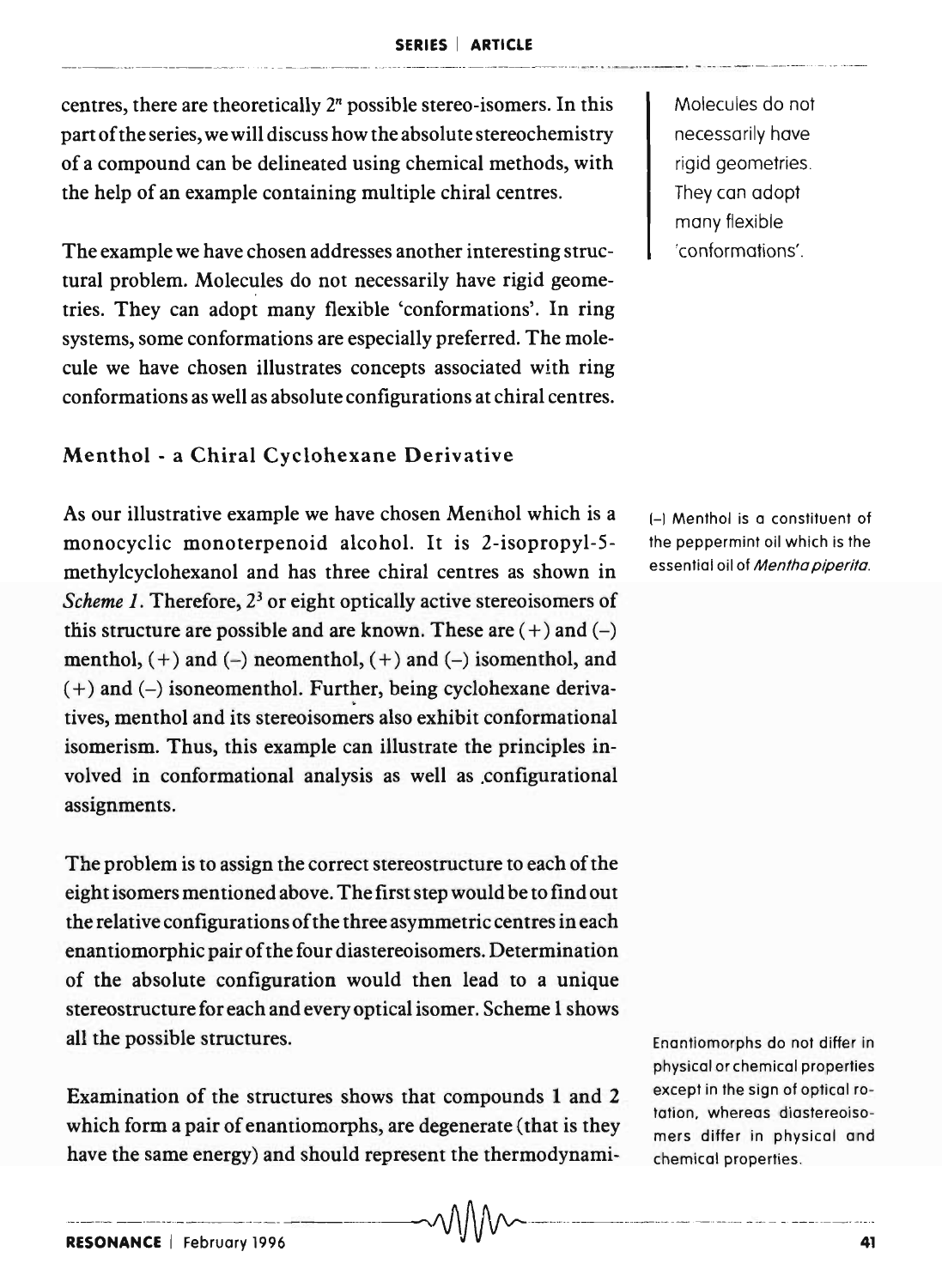centres, there are theoretically $2^n$ possible stereo-isomers. In this part of the series, we will discuss how the absolute stereochemistry of a compound can be delineated using chemical methods, with the help of an example containing multiple chiral centres.

The example we have chosen addresses another interesting structural problem. Molecules do not necessarily have rigid geometries. They can adopt many flexible 'conformations'. In ring systems, some conformations are especially preferred. The molecule we have chosen illustrates concepts associated with ring conformations as well as absolute configurations at chiral centres.

Molecules do not necessarily have rigid geometries. They can adopt many flexible 'conformations'.

## Menthol - a Chiral Cyclohexane Derivative

As our illustrative example we have chosen Menthol which is a monocyclic monoterpenoid alcohol. It is 2-isopropyl-5-methylcyclohexanol and has three chiral centres as shown in *Scheme 1*. Therefore, $2^3$ or eight optically active stereoisomers of this structure are possible and are known. These are (+) and (–) menthol, (+) and (–) neomenthol, (+) and (–) isomenthol, and (+) and (–) isoneomenthol. Further, being cyclohexane derivatives, menthol and its stereoisomers also exhibit conformational isomerism. Thus, this example can illustrate the principles involved in conformational analysis as well as configurational assignments.

(–) Menthol is a constituent of the peppermint oil which is the essential oil of *Mentha piperita*.

The problem is to assign the correct stereostructure to each of the eight isomers mentioned above. The first step would be to find out the relative configurations of the three asymmetric centres in each enantiomorphic pair of the four diastereoisomers. Determination of the absolute configuration would then lead to a unique stereostructure for each and every optical isomer. Scheme 1 shows all the possible structures.

Enantiomorphs do not differ in physical or chemical properties except in the sign of optical rotation, whereas diastereoisomers differ in physical and chemical properties.

Examination of the structures shows that compounds **1** and **2** which form a pair of enantiomorphs, are degenerate (that is they have the same energy) and should represent the thermodynami-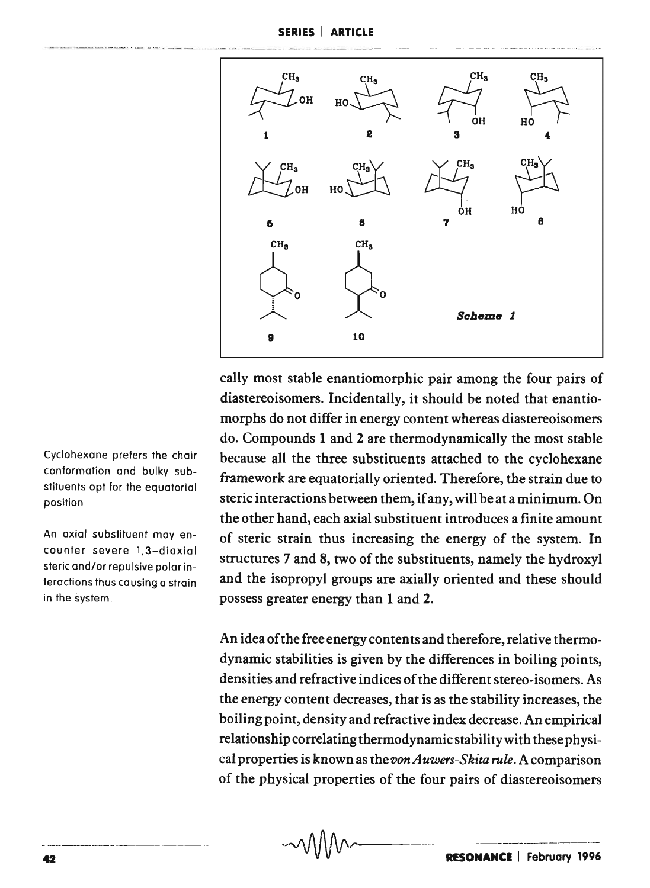cally most stable enantiomorphic pair among the four pairs of diastereoisomers. Incidentally, it should be noted that enantiomorphs do not differ in energy content whereas diastereoisomers do. Compounds 1 and 2 are thermodynamically the most stable because all the three substituents attached to the cyclohexane framework are equatorially oriented. Therefore, the strain due to steric interactions between them, if any, will be at a minimum. On the other hand, each axial substituent introduces a finite amount of steric strain thus increasing the energy of the system. In structures 7 and 8, two of the substituents, namely the hydroxyl and the isopropyl groups are axially oriented and these should possess greater energy than 1 and 2.

Cyclohexane prefers the chair conformation and bulky substituents opt for the equatorial position.

An axial substituent may encounter severe 1,3-diaxial steric and/or repulsive polar interactions thus causing a strain in the system.

An idea of the free energy contents and therefore, relative thermodynamic stabilities is given by the differences in boiling points, densities and refractive indices of the different stereo-isomers. As the energy content decreases, that is as the stability increases, the boiling point, density and refractive index decrease. An empirical relationship correlating thermodynamic stability with these physical properties is known as the *von Auwers-Skita rule*. A comparison of the physical properties of the four pairs of diastereoisomers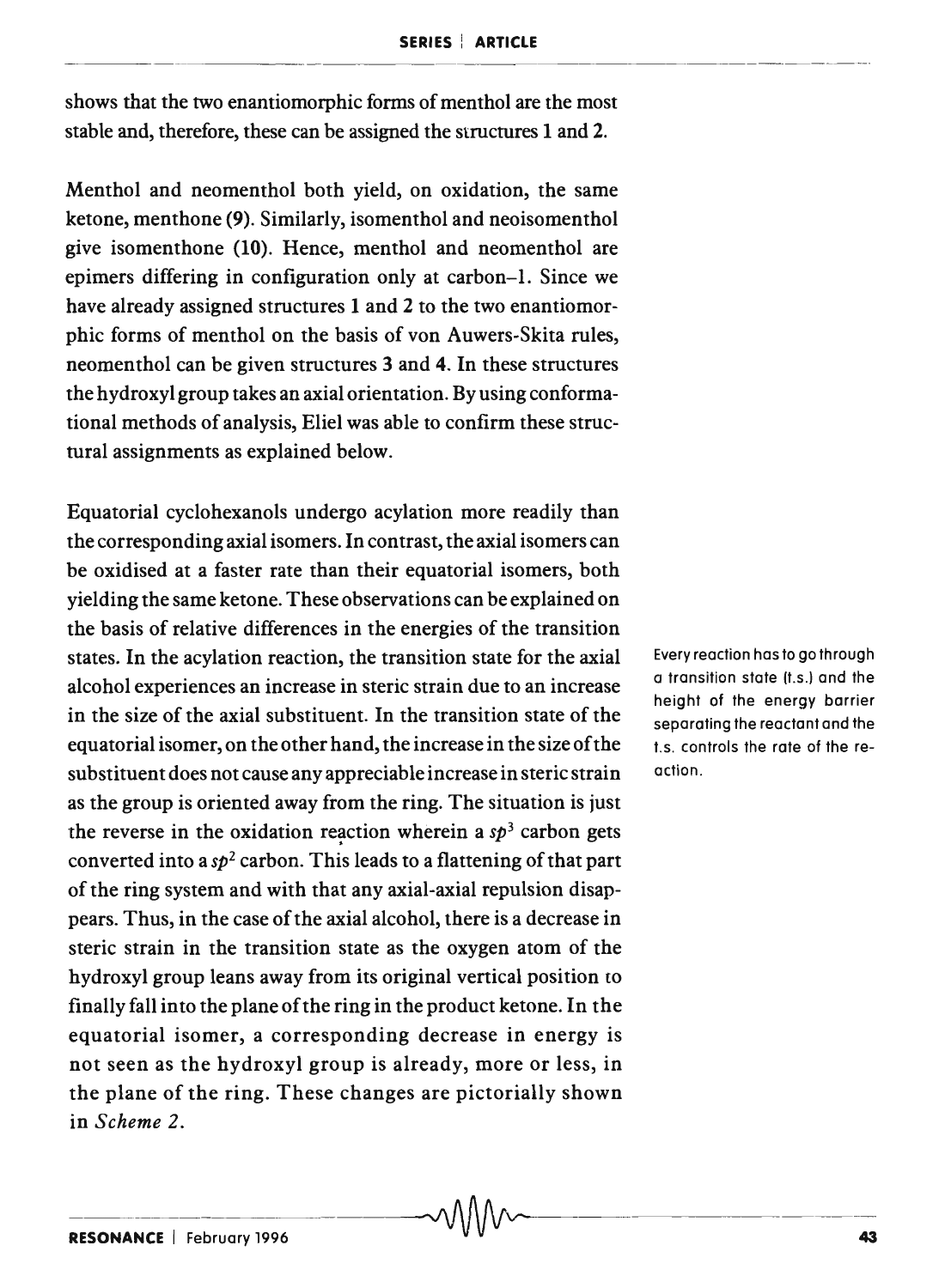shows that the two enantiomorphic forms of menthol are the most stable and, therefore, these can be assigned the structures **1** and **2**.

Menthol and neomenthol both yield, on oxidation, the same ketone, menthone (**9**). Similarly, isomenthol and neoisomenthol give isomenthone (**10**). Hence, menthol and neomenthol are epimers differing in configuration only at carbon–1. Since we have already assigned structures **1** and **2** to the two enantiomorphic forms of menthol on the basis of von Auwers-Skita rules, neomenthol can be given structures **3** and **4**. In these structures the hydroxyl group takes an axial orientation. By using conformational methods of analysis, Eliel was able to confirm these structural assignments as explained below.

Equatorial cyclohexanols undergo acylation more readily than the corresponding axial isomers. In contrast, the axial isomers can be oxidised at a faster rate than their equatorial isomers, both yielding the same ketone. These observations can be explained on the basis of relative differences in the energies of the transition states. In the acylation reaction, the transition state for the axial alcohol experiences an increase in steric strain due to an increase in the size of the axial substituent. In the transition state of the equatorial isomer, on the other hand, the increase in the size of the substituent does not cause any appreciable increase in steric strain as the group is oriented away from the ring. The situation is just the reverse in the oxidation reaction wherein a $sp^3$ carbon gets converted into a $sp^2$ carbon. This leads to a flattening of that part of the ring system and with that any axial-axial repulsion disappears. Thus, in the case of the axial alcohol, there is a decrease in steric strain in the transition state as the oxygen atom of the hydroxyl group leans away from its original vertical position to finally fall into the plane of the ring in the product ketone. In the equatorial isomer, a corresponding decrease in energy is not seen as the hydroxyl group is already, more or less, in the plane of the ring. These changes are pictorially shown in *Scheme 2*.

Every reaction has to go through a transition state (t.s.) and the height of the energy barrier separating the reactant and the t.s. controls the rate of the reaction.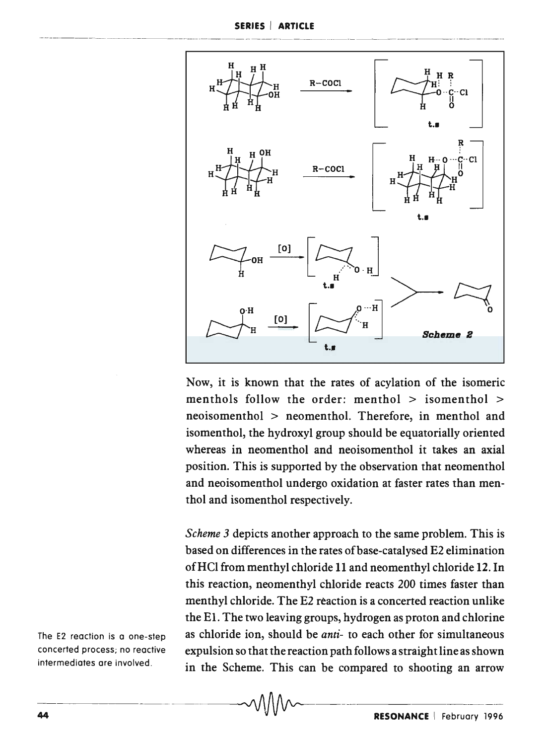Scheme 2

Now, it is known that the rates of acylation of the isomeric menthols follow the order: menthol > isomenthol > neoisomenthol > neomenthol. Therefore, in menthol and isomenthol, the hydroxyl group should be equatorially oriented whereas in neomenthol and neoisomenthol it takes an axial position. This is supported by the observation that neomenthol and neoisomenthol undergo oxidation at faster rates than menthol and isomenthol respectively.

*Scheme 3* depicts another approach to the same problem. This is based on differences in the rates of base-catalysed E2 elimination of HCl from menthyl chloride **11** and neomenthyl chloride **12**. In this reaction, neomenthyl chloride reacts 200 times faster than menthyl chloride. The E2 reaction is a concerted reaction unlike the E1. The two leaving groups, hydrogen as proton and chlorine as chloride ion, should be *anti-* to each other for simultaneous expulsion so that the reaction path follows a straight line as shown in the Scheme. This can be compared to shooting an arrow

The E2 reaction is a one-step concerted process; no reactive intermediates are involved.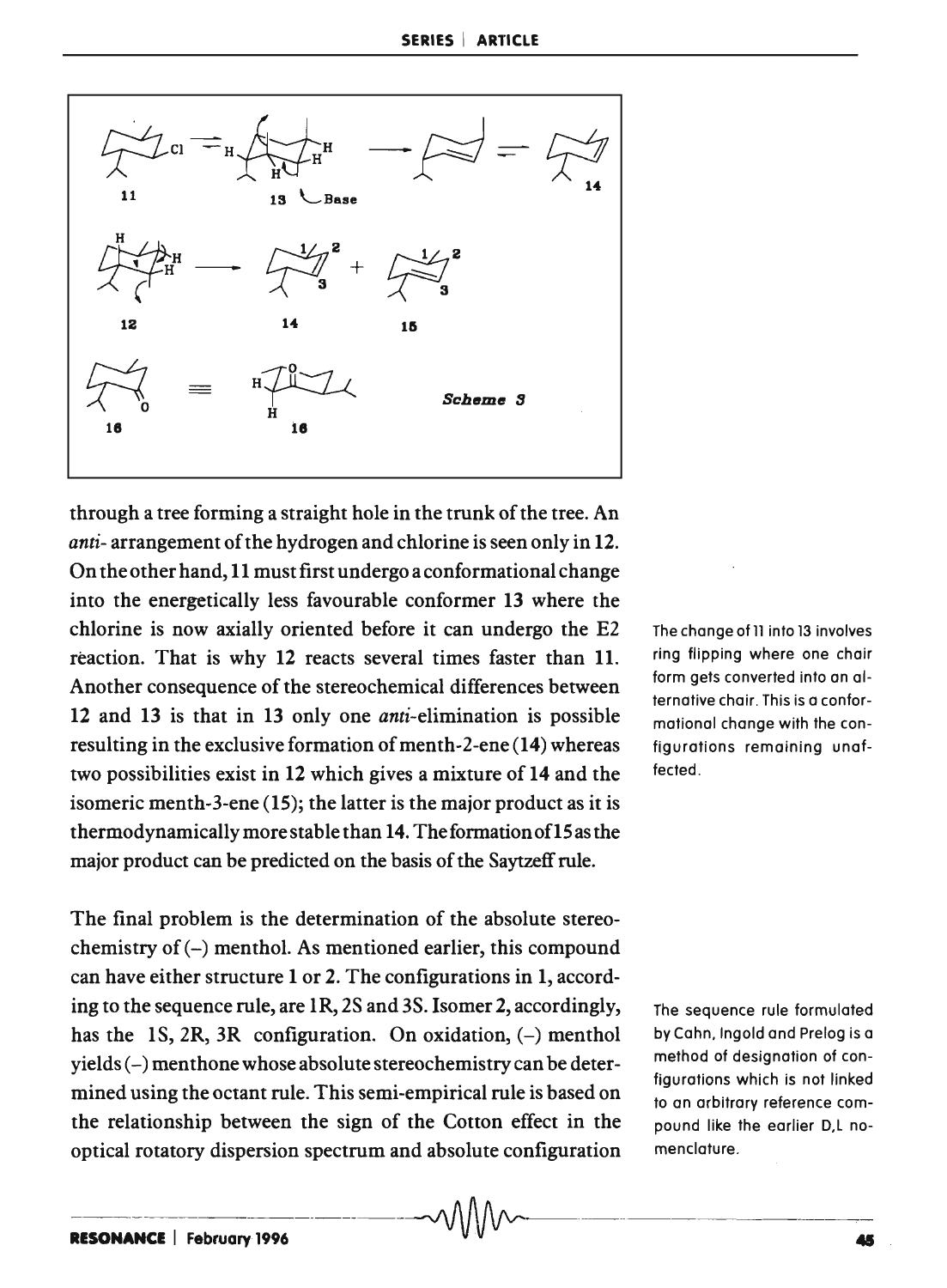Scheme 3

through a tree forming a straight hole in the trunk of the tree. An *anti-* arrangement of the hydrogen and chlorine is seen only in **12**. On the other hand, **11** must first undergo a conformational change into the energetically less favourable conformer **13** where the chlorine is now axially oriented before it can undergo the E2 reaction. That is why **12** reacts several times faster than **11**. Another consequence of the stereochemical differences between **12** and **13** is that in **13** only one *anti*-elimination is possible resulting in the exclusive formation of menth-2-ene (**14**) whereas two possibilities exist in **12** which gives a mixture of **14** and the isomeric menth-3-ene (**15**); the latter is the major product as it is thermodynamically more stable than **14**. The formation of **15** as the major product can be predicted on the basis of the Saytzeff rule.

The change of 11 into 13 involves ring flipping where one chair form gets converted into an alternative chair. This is a conformational change with the configurations remaining unaffected.

The final problem is the determination of the absolute stereochemistry of (–) menthol. As mentioned earlier, this compound can have either structure **1** or **2**. The configurations in **1**, according to the sequence rule, are 1R, 2S and 3S. Isomer **2**, accordingly, has the 1S, 2R, 3R configuration. On oxidation, (–) menthol yields (–) menthone whose absolute stereochemistry can be determined using the octant rule. This semi-empirical rule is based on the relationship between the sign of the Cotton effect in the optical rotatory dispersion spectrum and absolute configuration

The sequence rule formulated by Cahn, Ingold and Prelog is a method of designation of configurations which is not linked to an arbitrary reference compound like the earlier D,L nomenclature.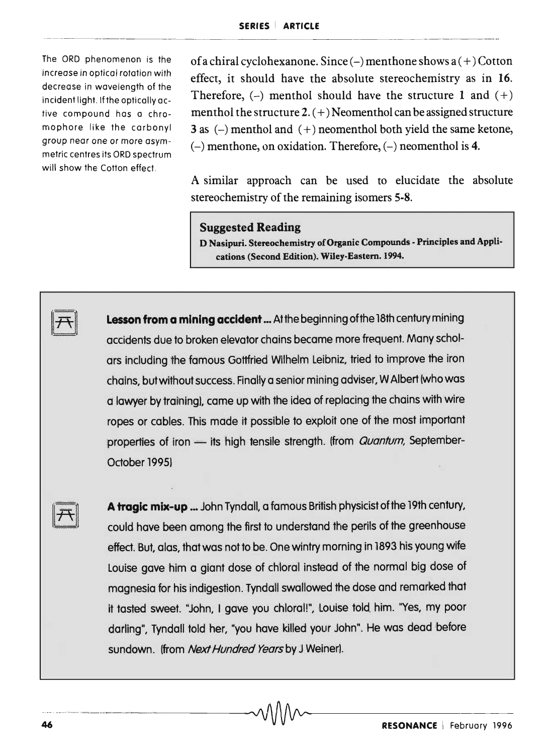The ORD phenomenon is the increase in optical rotation with decrease in wavelength of the incident light. If the optically active compound has a chromophore like the carbonyl group near one or more asymmetric centres its ORD spectrum will show the Cotton effect.

of a chiral cyclohexanone. Since (–) menthone shows a (+) Cotton effect, it should have the absolute stereochemistry as in **16**. Therefore, (–) menthol should have the structure **1** and (+) menthol the structure **2**. (+) Neomenthol can be assigned structure **3** as (–) menthol and (+) neomenthol both yield the same ketone, (–) menthone, on oxidation. Therefore, (–) neomenthol is **4**.

A similar approach can be used to elucidate the absolute stereochemistry of the remaining isomers **5-8**.

### Suggested Reading

**D Nasipuri. Stereochemistry of Organic Compounds - Principles and Applications (Second Edition). Wiley-Eastern. 1994.**

**Lesson from a mining accident ...** At the beginning of the 18th century mining accidents due to broken elevator chains became more frequent. Many scholars including the famous Gottfried Wilhelm Leibniz, tried to improve the iron chains, but without success. Finally a senior mining adviser, W Albert (who was a lawyer by training), came up with the idea of replacing the chains with wire ropes or cables. This made it possible to exploit one of the most important properties of iron — its high tensile strength. (from *Quantum*, September-October 1995)

**A tragic mix-up ...** John Tyndall, a famous British physicist of the 19th century, could have been among the first to understand the perils of the greenhouse effect. But, alas, that was not to be. One wintry morning in 1893 his young wife Louise gave him a giant dose of chloral instead of the normal big dose of magnesia for his indigestion. Tyndall swallowed the dose and remarked that it tasted sweet. "John, I gave you chloral!", Louise told him. "Yes, my poor darling", Tyndall told her, "you have killed your John". He was dead before sundown. (from *Next Hundred Years* by J Weiner).